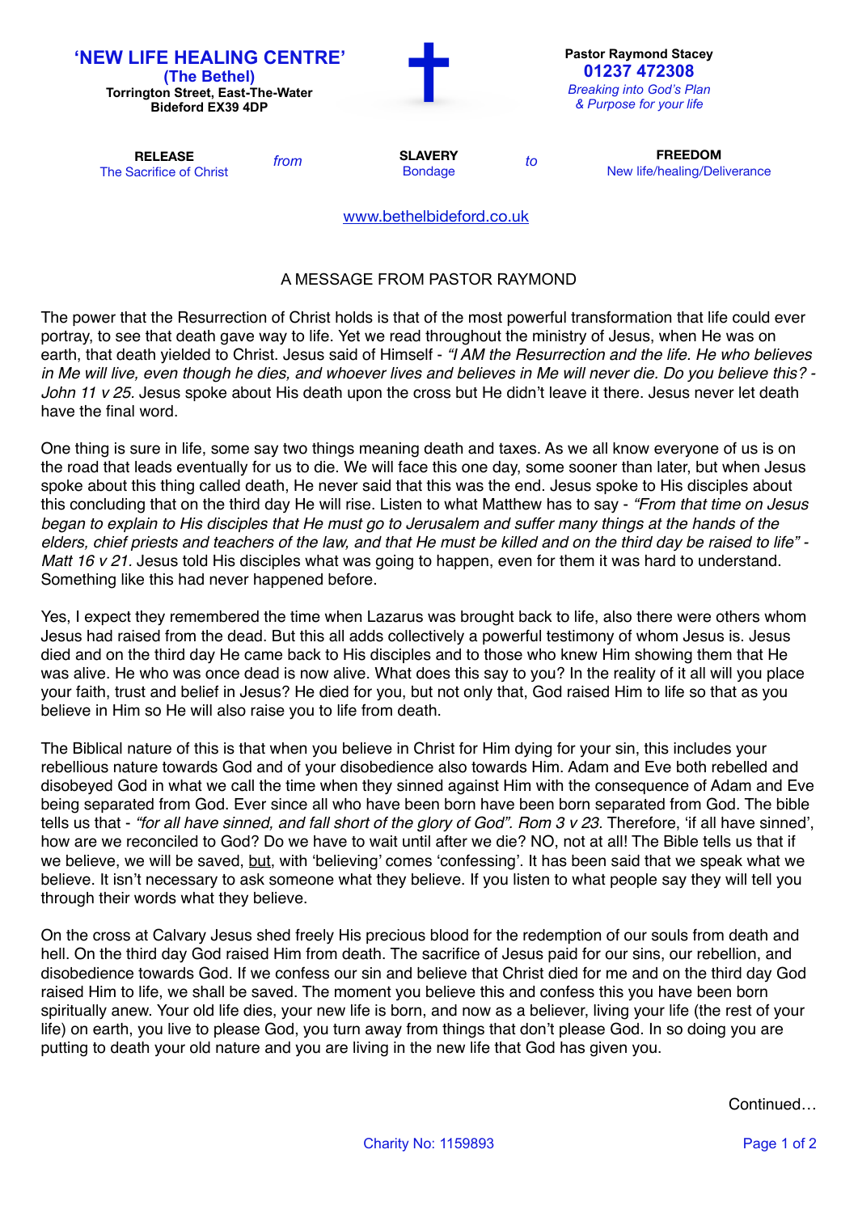# 'NEW LIFE HEALING CENTRE'

**(The Bethel)**
**Torrington Street, East-The-Water**
**Bideford EX39 4DP**

**Pastor Raymond Stacey**
**01237 472308**
*Breaking into God's Plan & Purpose for your life*

| **RELEASE** | *from* | **SLAVERY** | *to* | **FREEDOM** |
|---|---|---|---|---|
| The Sacrifice of Christ | | Bondage | | New life/healing/Deliverance |

www.bethelbideford.co.uk

## A MESSAGE FROM PASTOR RAYMOND

The power that the Resurrection of Christ holds is that of the most powerful transformation that life could ever portray, to see that death gave way to life. Yet we read throughout the ministry of Jesus, when He was on earth, that death yielded to Christ. Jesus said of Himself - *"I AM the Resurrection and the life. He who believes in Me will live, even though he dies, and whoever lives and believes in Me will never die. Do you believe this? - John 11 v 25.* Jesus spoke about His death upon the cross but He didn't leave it there. Jesus never let death have the final word.

One thing is sure in life, some say two things meaning death and taxes. As we all know everyone of us is on the road that leads eventually for us to die. We will face this one day, some sooner than later, but when Jesus spoke about this thing called death, He never said that this was the end. Jesus spoke to His disciples about this concluding that on the third day He will rise. Listen to what Matthew has to say - *"From that time on Jesus began to explain to His disciples that He must go to Jerusalem and suffer many things at the hands of the elders, chief priests and teachers of the law, and that He must be killed and on the third day be raised to life" - Matt 16 v 21.* Jesus told His disciples what was going to happen, even for them it was hard to understand. Something like this had never happened before.

Yes, I expect they remembered the time when Lazarus was brought back to life, also there were others whom Jesus had raised from the dead. But this all adds collectively a powerful testimony of whom Jesus is. Jesus died and on the third day He came back to His disciples and to those who knew Him showing them that He was alive. He who was once dead is now alive. What does this say to you? In the reality of it all will you place your faith, trust and belief in Jesus? He died for you, but not only that, God raised Him to life so that as you believe in Him so He will also raise you to life from death.

The Biblical nature of this is that when you believe in Christ for Him dying for your sin, this includes your rebellious nature towards God and of your disobedience also towards Him. Adam and Eve both rebelled and disobeyed God in what we call the time when they sinned against Him with the consequence of Adam and Eve being separated from God. Ever since all who have been born have been born separated from God. The bible tells us that - *"for all have sinned, and fall short of the glory of God". Rom 3 v 23.* Therefore, 'if all have sinned', how are we reconciled to God? Do we have to wait until after we die? NO, not at all! The Bible tells us that if we believe, we will be saved, <u>but</u>, with 'believing' comes 'confessing'. It has been said that we speak what we believe. It isn't necessary to ask someone what they believe. If you listen to what people say they will tell you through their words what they believe.

On the cross at Calvary Jesus shed freely His precious blood for the redemption of our souls from death and hell. On the third day God raised Him from death. The sacrifice of Jesus paid for our sins, our rebellion, and disobedience towards God. If we confess our sin and believe that Christ died for me and on the third day God raised Him to life, we shall be saved. The moment you believe this and confess this you have been born spiritually anew. Your old life dies, your new life is born, and now as a believer, living your life (the rest of your life) on earth, you live to please God, you turn away from things that don't please God. In so doing you are putting to death your old nature and you are living in the new life that God has given you.

Continued…

Charity No: 1159893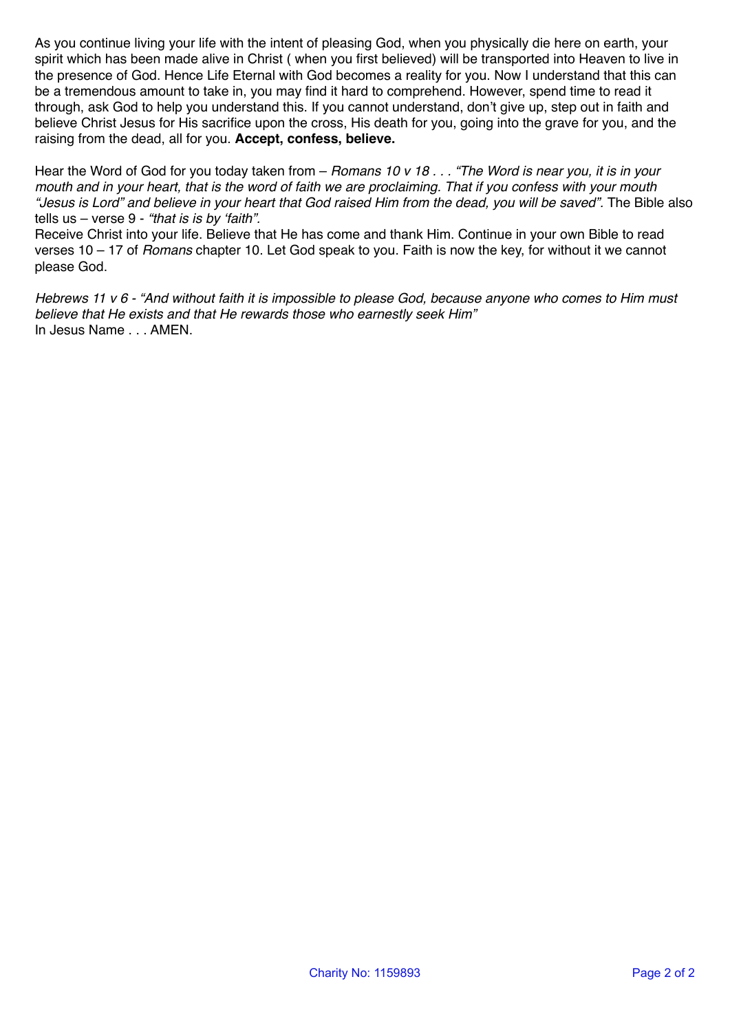As you continue living your life with the intent of pleasing God, when you physically die here on earth, your spirit which has been made alive in Christ ( when you first believed) will be transported into Heaven to live in the presence of God. Hence Life Eternal with God becomes a reality for you. Now I understand that this can be a tremendous amount to take in, you may find it hard to comprehend. However, spend time to read it through, ask God to help you understand this. If you cannot understand, don't give up, step out in faith and believe Christ Jesus for His sacrifice upon the cross, His death for you, going into the grave for you, and the raising from the dead, all for you. **Accept, confess, believe.**

Hear the Word of God for you today taken from – *Romans 10 v 18 . . . "The Word is near you, it is in your mouth and in your heart, that is the word of faith we are proclaiming. That if you confess with your mouth "Jesus is Lord" and believe in your heart that God raised Him from the dead, you will be saved"*. The Bible also tells us – verse 9 - *"that is is by 'faith".*
Receive Christ into your life. Believe that He has come and thank Him. Continue in your own Bible to read verses 10 – 17 of *Romans* chapter 10. Let God speak to you. Faith is now the key, for without it we cannot please God.

*Hebrews 11 v 6 - "And without faith it is impossible to please God, because anyone who comes to Him must believe that He exists and that He rewards those who earnestly seek Him"*
In Jesus Name . . . AMEN.

Charity No: 1159893